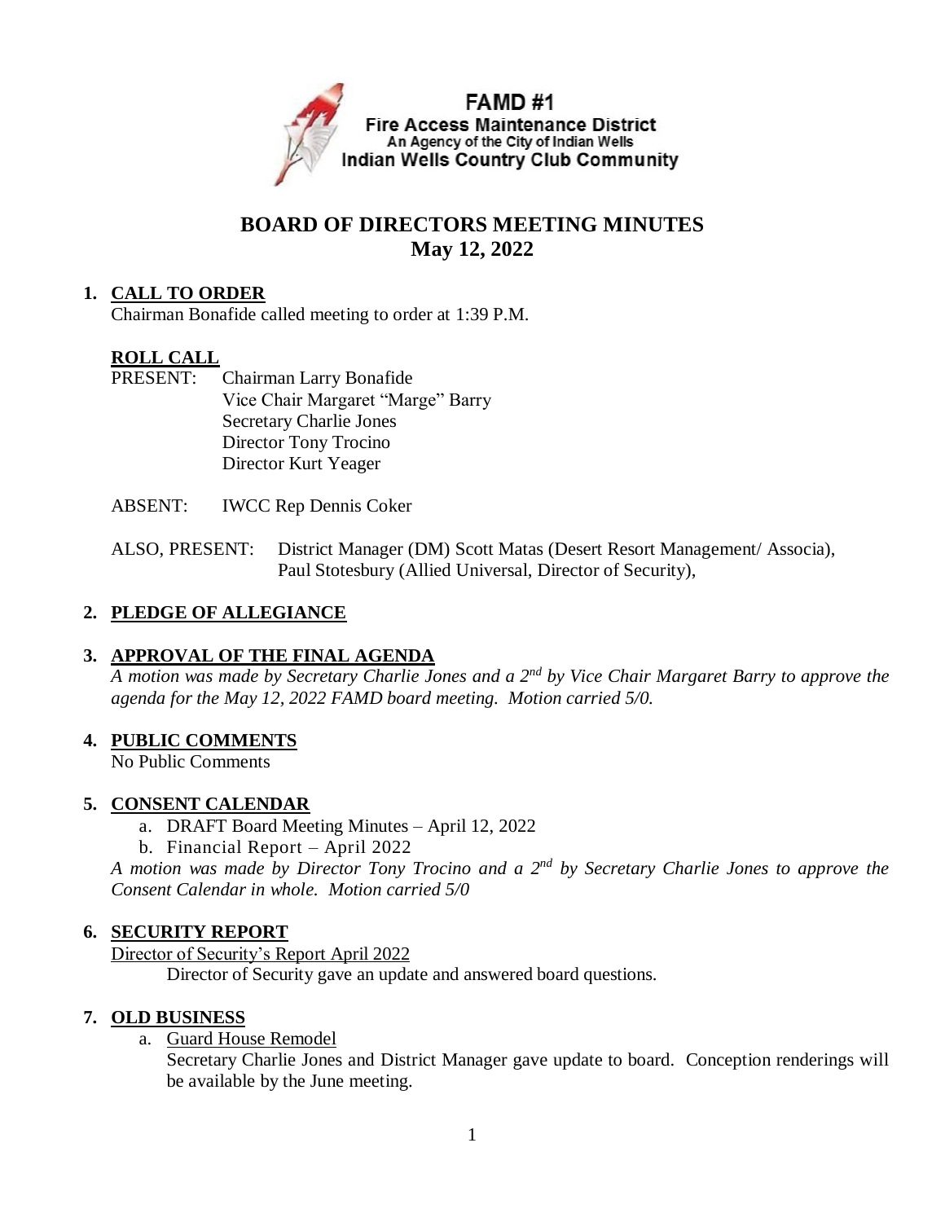FAMD #1
Fire Access Maintenance District
An Agency of the City of Indian Wells
Indian Wells Country Club Community

# BOARD OF DIRECTORS MEETING MINUTES
## May 12, 2022

**1. CALL TO ORDER**

Chairman Bonafide called meeting to order at 1:39 P.M.

**ROLL CALL**

PRESENT: Chairman Larry Bonafide
Vice Chair Margaret "Marge" Barry
Secretary Charlie Jones
Director Tony Trocino
Director Kurt Yeager

ABSENT: IWCC Rep Dennis Coker

ALSO, PRESENT: District Manager (DM) Scott Matas (Desert Resort Management/ Associa), Paul Stotesbury (Allied Universal, Director of Security),

**2. PLEDGE OF ALLEGIANCE**

**3. APPROVAL OF THE FINAL AGENDA**

*A motion was made by Secretary Charlie Jones and a 2nd by Vice Chair Margaret Barry to approve the agenda for the May 12, 2022 FAMD board meeting. Motion carried 5/0.*

**4. PUBLIC COMMENTS**

No Public Comments

**5. CONSENT CALENDAR**

a. DRAFT Board Meeting Minutes – April 12, 2022
b. Financial Report – April 2022

*A motion was made by Director Tony Trocino and a 2nd by Secretary Charlie Jones to approve the Consent Calendar in whole. Motion carried 5/0*

**6. SECURITY REPORT**

Director of Security's Report April 2022

Director of Security gave an update and answered board questions.

**7. OLD BUSINESS**

a. Guard House Remodel

Secretary Charlie Jones and District Manager gave update to board. Conception renderings will be available by the June meeting.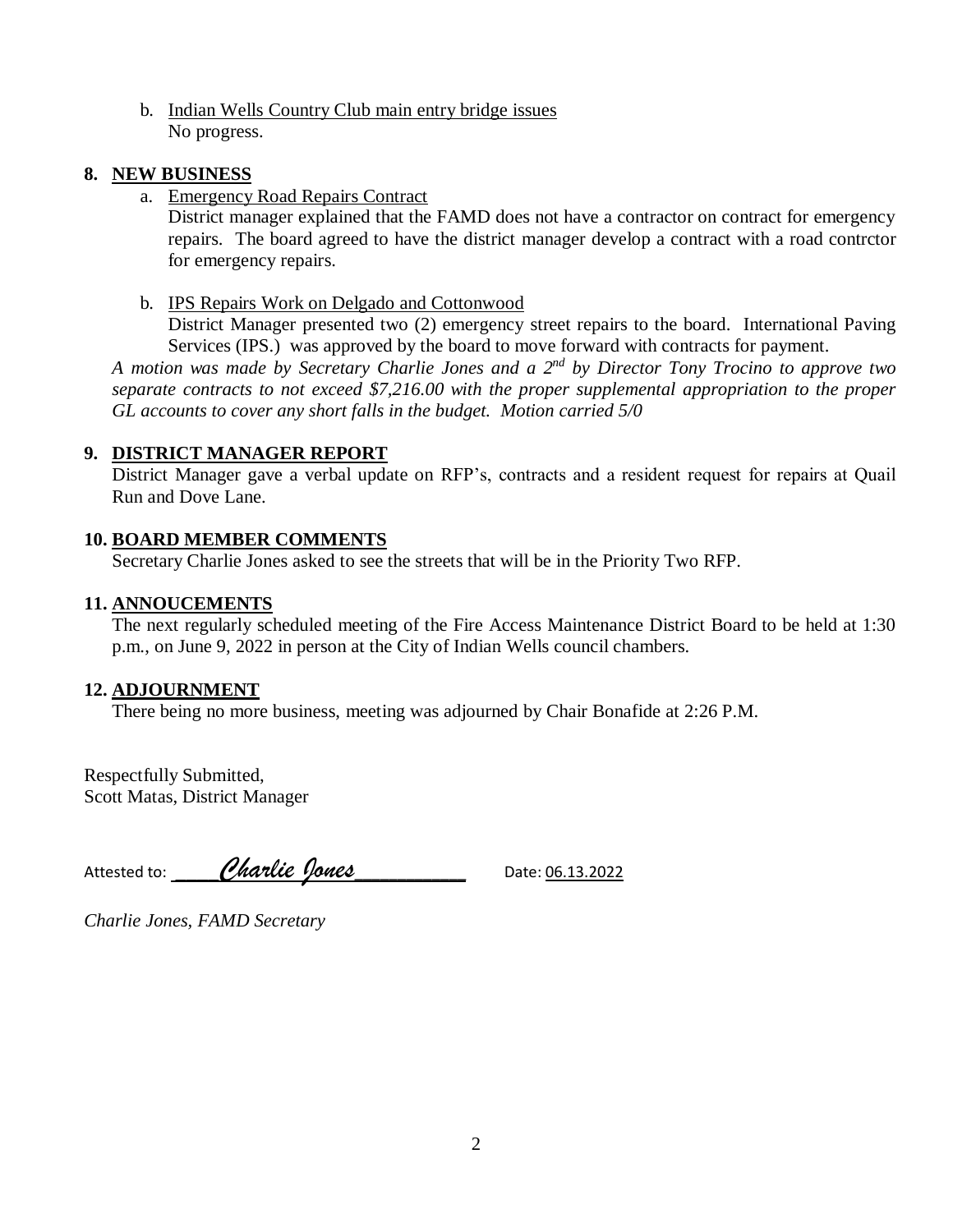b. Indian Wells Country Club main entry bridge issues
   No progress.

## 8. NEW BUSINESS

a. Emergency Road Repairs Contract
   District manager explained that the FAMD does not have a contractor on contract for emergency repairs. The board agreed to have the district manager develop a contract with a road contrctor for emergency repairs.

b. IPS Repairs Work on Delgado and Cottonwood
   District Manager presented two (2) emergency street repairs to the board. International Paving Services (IPS.) was approved by the board to move forward with contracts for payment.

*A motion was made by Secretary Charlie Jones and a 2nd by Director Tony Trocino to approve two separate contracts to not exceed $7,216.00 with the proper supplemental appropriation to the proper GL accounts to cover any short falls in the budget. Motion carried 5/0*

## 9. DISTRICT MANAGER REPORT

District Manager gave a verbal update on RFP's, contracts and a resident request for repairs at Quail Run and Dove Lane.

## 10. BOARD MEMBER COMMENTS

Secretary Charlie Jones asked to see the streets that will be in the Priority Two RFP.

## 11. ANNOUCEMENTS

The next regularly scheduled meeting of the Fire Access Maintenance District Board to be held at 1:30 p.m., on June 9, 2022 in person at the City of Indian Wells council chambers.

## 12. ADJOURNMENT

There being no more business, meeting was adjourned by Chair Bonafide at 2:26 P.M.

Respectfully Submitted,
Scott Matas, District Manager

Attested to: ____*Charlie Jones*__________ Date: 06.13.2022

*Charlie Jones, FAMD Secretary*